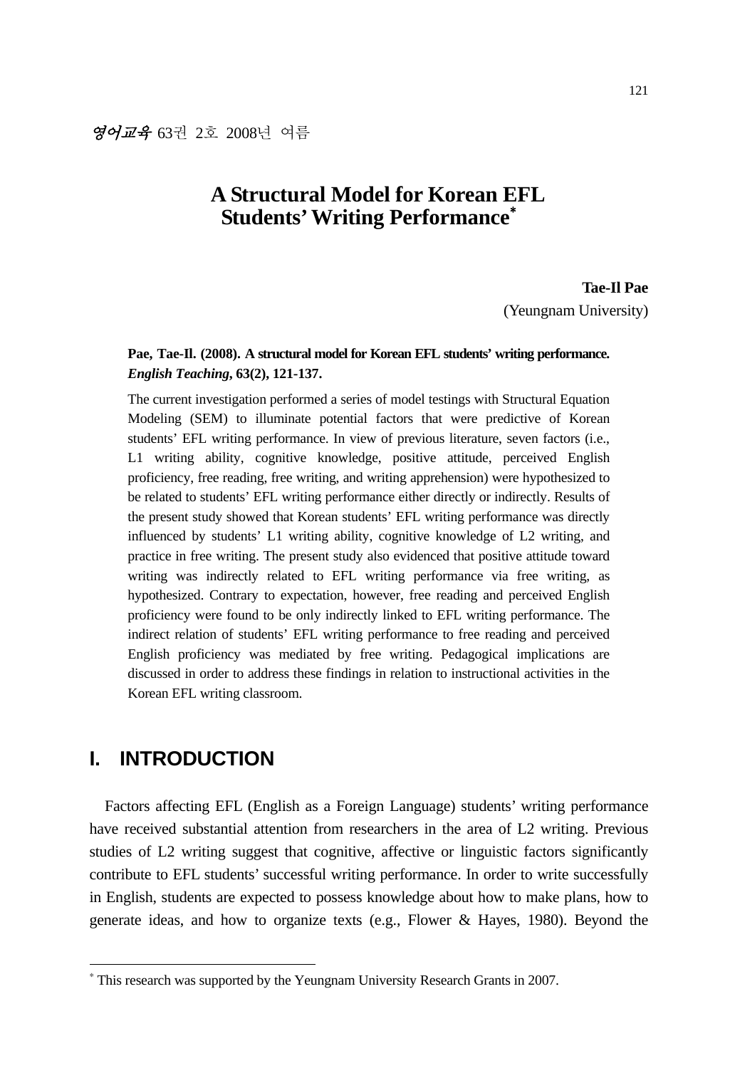# A Structural Model for Korean EFL Students' Writing Performance[*]

**Tae-Il Pae**
(Yeungnam University)

**Pae, Tae-Il. (2008). A structural model for Korean EFL students' writing performance. *English Teaching*, 63(2), 121-137.**

The current investigation performed a series of model testings with Structural Equation Modeling (SEM) to illuminate potential factors that were predictive of Korean students' EFL writing performance. In view of previous literature, seven factors (i.e., L1 writing ability, cognitive knowledge, positive attitude, perceived English proficiency, free reading, free writing, and writing apprehension) were hypothesized to be related to students' EFL writing performance either directly or indirectly. Results of the present study showed that Korean students' EFL writing performance was directly influenced by students' L1 writing ability, cognitive knowledge of L2 writing, and practice in free writing. The present study also evidenced that positive attitude toward writing was indirectly related to EFL writing performance via free writing, as hypothesized. Contrary to expectation, however, free reading and perceived English proficiency were found to be only indirectly linked to EFL writing performance. The indirect relation of students' EFL writing performance to free reading and perceived English proficiency was mediated by free writing. Pedagogical implications are discussed in order to address these findings in relation to instructional activities in the Korean EFL writing classroom.

## I. INTRODUCTION

Factors affecting EFL (English as a Foreign Language) students' writing performance have received substantial attention from researchers in the area of L2 writing. Previous studies of L2 writing suggest that cognitive, affective or linguistic factors significantly contribute to EFL students' successful writing performance. In order to write successfully in English, students are expected to possess knowledge about how to make plans, how to generate ideas, and how to organize texts (e.g., Flower & Hayes, 1980). Beyond the

[*] This research was supported by the Yeungnam University Research Grants in 2007.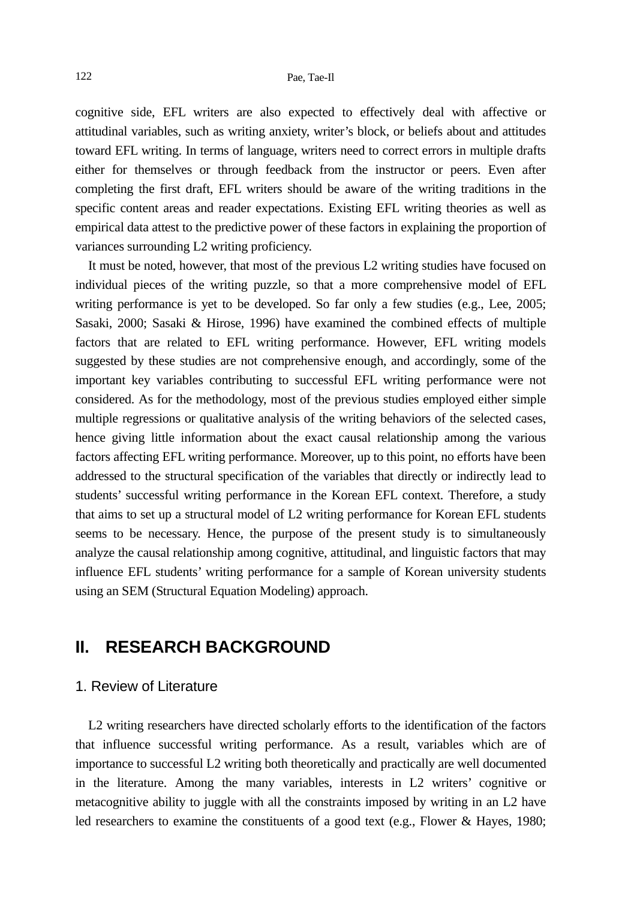cognitive side, EFL writers are also expected to effectively deal with affective or attitudinal variables, such as writing anxiety, writer's block, or beliefs about and attitudes toward EFL writing. In terms of language, writers need to correct errors in multiple drafts either for themselves or through feedback from the instructor or peers. Even after completing the first draft, EFL writers should be aware of the writing traditions in the specific content areas and reader expectations. Existing EFL writing theories as well as empirical data attest to the predictive power of these factors in explaining the proportion of variances surrounding L2 writing proficiency.

It must be noted, however, that most of the previous L2 writing studies have focused on individual pieces of the writing puzzle, so that a more comprehensive model of EFL writing performance is yet to be developed. So far only a few studies (e.g., Lee, 2005; Sasaki, 2000; Sasaki & Hirose, 1996) have examined the combined effects of multiple factors that are related to EFL writing performance. However, EFL writing models suggested by these studies are not comprehensive enough, and accordingly, some of the important key variables contributing to successful EFL writing performance were not considered. As for the methodology, most of the previous studies employed either simple multiple regressions or qualitative analysis of the writing behaviors of the selected cases, hence giving little information about the exact causal relationship among the various factors affecting EFL writing performance. Moreover, up to this point, no efforts have been addressed to the structural specification of the variables that directly or indirectly lead to students' successful writing performance in the Korean EFL context. Therefore, a study that aims to set up a structural model of L2 writing performance for Korean EFL students seems to be necessary. Hence, the purpose of the present study is to simultaneously analyze the causal relationship among cognitive, attitudinal, and linguistic factors that may influence EFL students' writing performance for a sample of Korean university students using an SEM (Structural Equation Modeling) approach.

## II. RESEARCH BACKGROUND

### 1. Review of Literature

L2 writing researchers have directed scholarly efforts to the identification of the factors that influence successful writing performance. As a result, variables which are of importance to successful L2 writing both theoretically and practically are well documented in the literature. Among the many variables, interests in L2 writers' cognitive or metacognitive ability to juggle with all the constraints imposed by writing in an L2 have led researchers to examine the constituents of a good text (e.g., Flower & Hayes, 1980;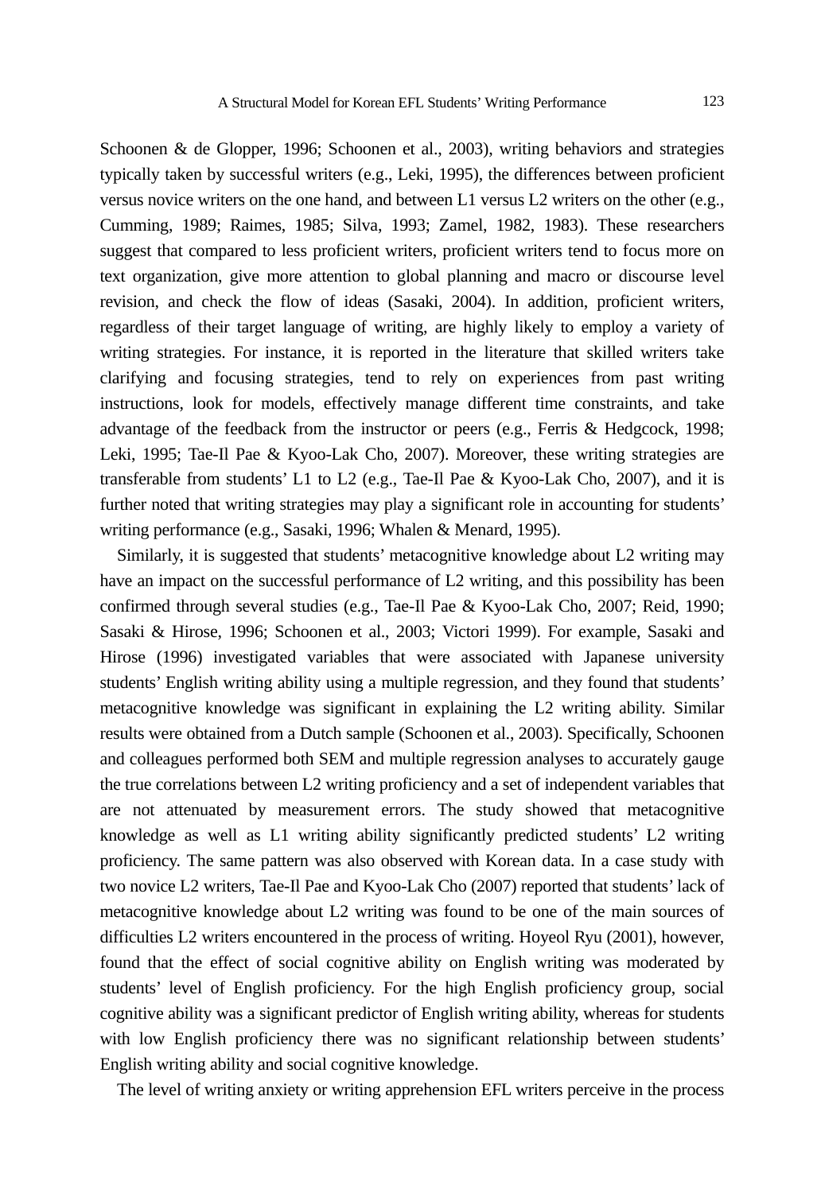Schoonen & de Glopper, 1996; Schoonen et al., 2003), writing behaviors and strategies typically taken by successful writers (e.g., Leki, 1995), the differences between proficient versus novice writers on the one hand, and between L1 versus L2 writers on the other (e.g., Cumming, 1989; Raimes, 1985; Silva, 1993; Zamel, 1982, 1983). These researchers suggest that compared to less proficient writers, proficient writers tend to focus more on text organization, give more attention to global planning and macro or discourse level revision, and check the flow of ideas (Sasaki, 2004). In addition, proficient writers, regardless of their target language of writing, are highly likely to employ a variety of writing strategies. For instance, it is reported in the literature that skilled writers take clarifying and focusing strategies, tend to rely on experiences from past writing instructions, look for models, effectively manage different time constraints, and take advantage of the feedback from the instructor or peers (e.g., Ferris & Hedgcock, 1998; Leki, 1995; Tae-Il Pae & Kyoo-Lak Cho, 2007). Moreover, these writing strategies are transferable from students' L1 to L2 (e.g., Tae-Il Pae & Kyoo-Lak Cho, 2007), and it is further noted that writing strategies may play a significant role in accounting for students' writing performance (e.g., Sasaki, 1996; Whalen & Menard, 1995).

Similarly, it is suggested that students' metacognitive knowledge about L2 writing may have an impact on the successful performance of L2 writing, and this possibility has been confirmed through several studies (e.g., Tae-Il Pae & Kyoo-Lak Cho, 2007; Reid, 1990; Sasaki & Hirose, 1996; Schoonen et al., 2003; Victori 1999). For example, Sasaki and Hirose (1996) investigated variables that were associated with Japanese university students' English writing ability using a multiple regression, and they found that students' metacognitive knowledge was significant in explaining the L2 writing ability. Similar results were obtained from a Dutch sample (Schoonen et al., 2003). Specifically, Schoonen and colleagues performed both SEM and multiple regression analyses to accurately gauge the true correlations between L2 writing proficiency and a set of independent variables that are not attenuated by measurement errors. The study showed that metacognitive knowledge as well as L1 writing ability significantly predicted students' L2 writing proficiency. The same pattern was also observed with Korean data. In a case study with two novice L2 writers, Tae-Il Pae and Kyoo-Lak Cho (2007) reported that students' lack of metacognitive knowledge about L2 writing was found to be one of the main sources of difficulties L2 writers encountered in the process of writing. Hoyeol Ryu (2001), however, found that the effect of social cognitive ability on English writing was moderated by students' level of English proficiency. For the high English proficiency group, social cognitive ability was a significant predictor of English writing ability, whereas for students with low English proficiency there was no significant relationship between students' English writing ability and social cognitive knowledge.

The level of writing anxiety or writing apprehension EFL writers perceive in the process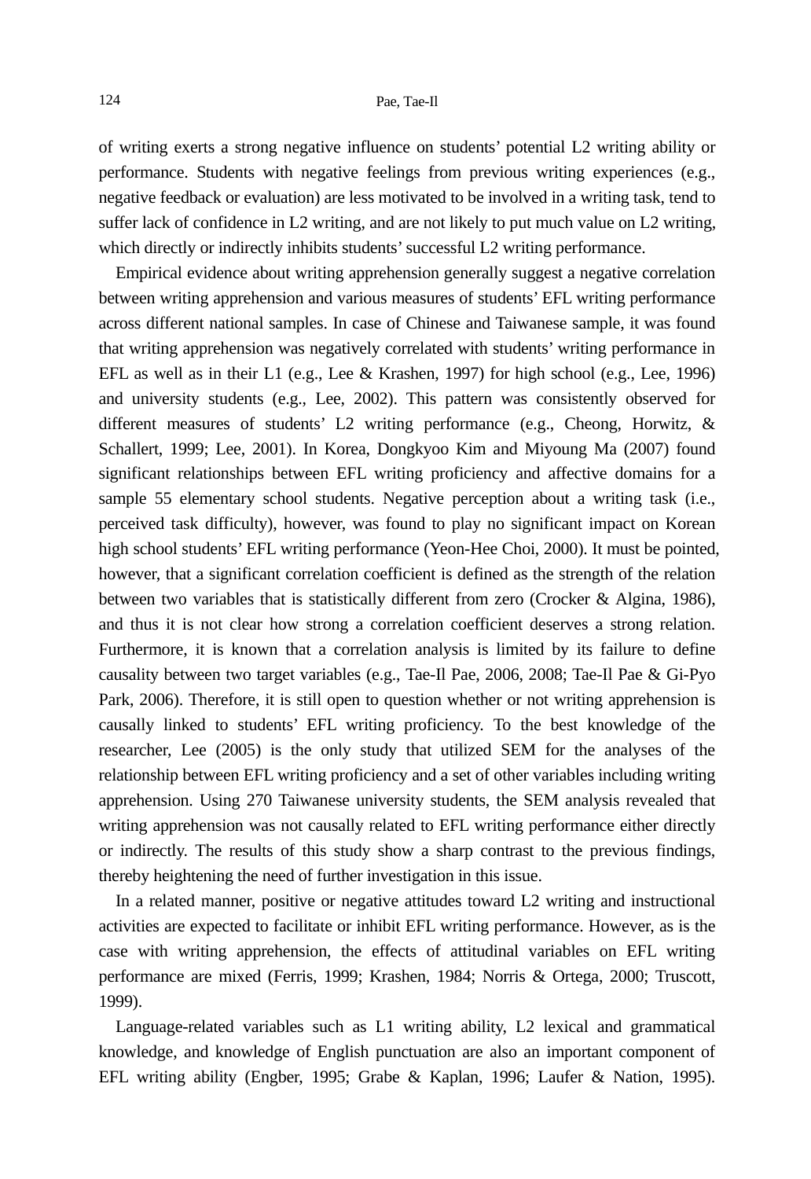of writing exerts a strong negative influence on students' potential L2 writing ability or performance. Students with negative feelings from previous writing experiences (e.g., negative feedback or evaluation) are less motivated to be involved in a writing task, tend to suffer lack of confidence in L2 writing, and are not likely to put much value on L2 writing, which directly or indirectly inhibits students' successful L2 writing performance.

Empirical evidence about writing apprehension generally suggest a negative correlation between writing apprehension and various measures of students' EFL writing performance across different national samples. In case of Chinese and Taiwanese sample, it was found that writing apprehension was negatively correlated with students' writing performance in EFL as well as in their L1 (e.g., Lee & Krashen, 1997) for high school (e.g., Lee, 1996) and university students (e.g., Lee, 2002). This pattern was consistently observed for different measures of students' L2 writing performance (e.g., Cheong, Horwitz, & Schallert, 1999; Lee, 2001). In Korea, Dongkyoo Kim and Miyoung Ma (2007) found significant relationships between EFL writing proficiency and affective domains for a sample 55 elementary school students. Negative perception about a writing task (i.e., perceived task difficulty), however, was found to play no significant impact on Korean high school students' EFL writing performance (Yeon-Hee Choi, 2000). It must be pointed, however, that a significant correlation coefficient is defined as the strength of the relation between two variables that is statistically different from zero (Crocker & Algina, 1986), and thus it is not clear how strong a correlation coefficient deserves a strong relation. Furthermore, it is known that a correlation analysis is limited by its failure to define causality between two target variables (e.g., Tae-Il Pae, 2006, 2008; Tae-Il Pae & Gi-Pyo Park, 2006). Therefore, it is still open to question whether or not writing apprehension is causally linked to students' EFL writing proficiency. To the best knowledge of the researcher, Lee (2005) is the only study that utilized SEM for the analyses of the relationship between EFL writing proficiency and a set of other variables including writing apprehension. Using 270 Taiwanese university students, the SEM analysis revealed that writing apprehension was not causally related to EFL writing performance either directly or indirectly. The results of this study show a sharp contrast to the previous findings, thereby heightening the need of further investigation in this issue.

In a related manner, positive or negative attitudes toward L2 writing and instructional activities are expected to facilitate or inhibit EFL writing performance. However, as is the case with writing apprehension, the effects of attitudinal variables on EFL writing performance are mixed (Ferris, 1999; Krashen, 1984; Norris & Ortega, 2000; Truscott, 1999).

Language-related variables such as L1 writing ability, L2 lexical and grammatical knowledge, and knowledge of English punctuation are also an important component of EFL writing ability (Engber, 1995; Grabe & Kaplan, 1996; Laufer & Nation, 1995).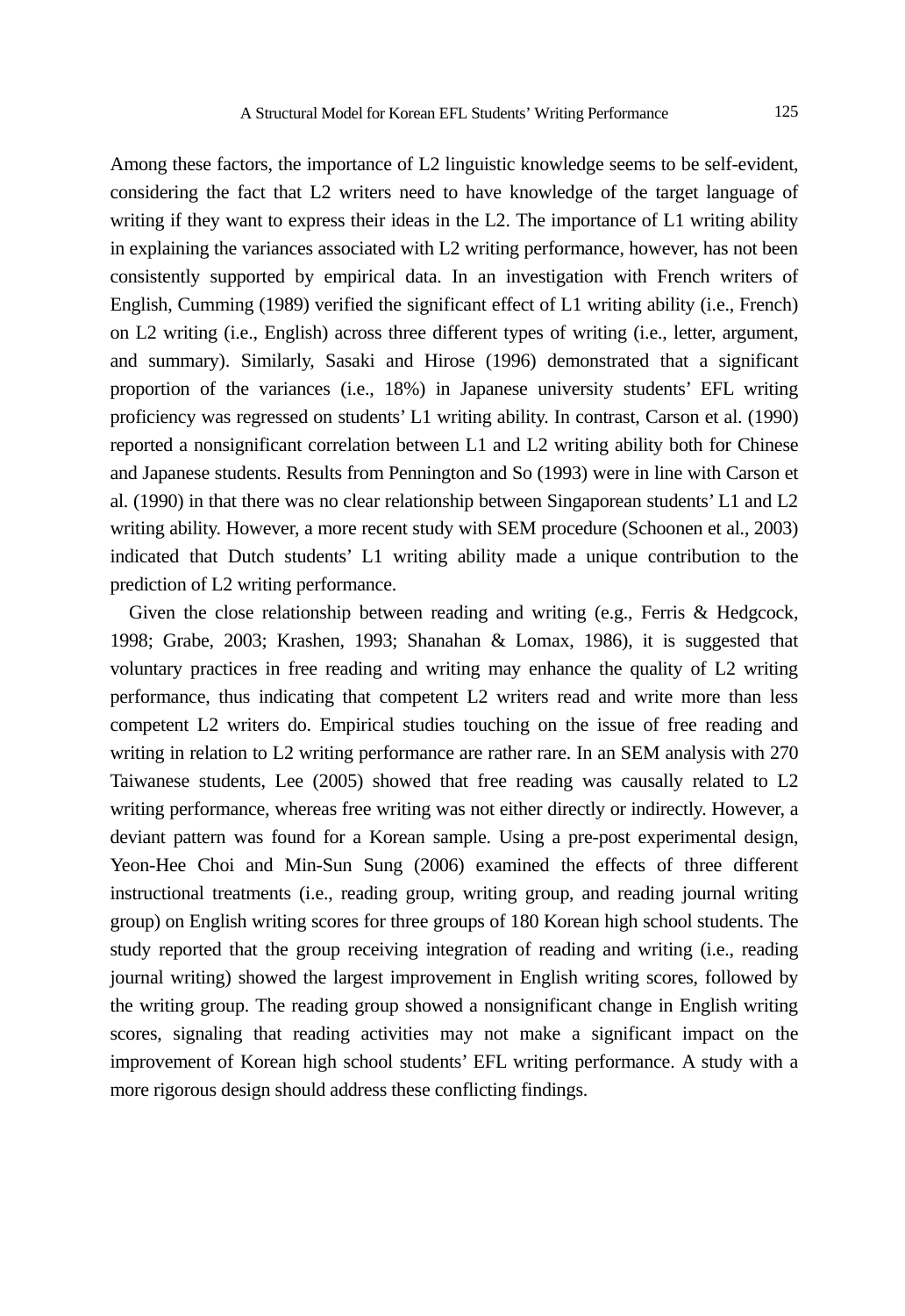Among these factors, the importance of L2 linguistic knowledge seems to be self-evident, considering the fact that L2 writers need to have knowledge of the target language of writing if they want to express their ideas in the L2. The importance of L1 writing ability in explaining the variances associated with L2 writing performance, however, has not been consistently supported by empirical data. In an investigation with French writers of English, Cumming (1989) verified the significant effect of L1 writing ability (i.e., French) on L2 writing (i.e., English) across three different types of writing (i.e., letter, argument, and summary). Similarly, Sasaki and Hirose (1996) demonstrated that a significant proportion of the variances (i.e., 18%) in Japanese university students' EFL writing proficiency was regressed on students' L1 writing ability. In contrast, Carson et al. (1990) reported a nonsignificant correlation between L1 and L2 writing ability both for Chinese and Japanese students. Results from Pennington and So (1993) were in line with Carson et al. (1990) in that there was no clear relationship between Singaporean students' L1 and L2 writing ability. However, a more recent study with SEM procedure (Schoonen et al., 2003) indicated that Dutch students' L1 writing ability made a unique contribution to the prediction of L2 writing performance.

Given the close relationship between reading and writing (e.g., Ferris & Hedgcock, 1998; Grabe, 2003; Krashen, 1993; Shanahan & Lomax, 1986), it is suggested that voluntary practices in free reading and writing may enhance the quality of L2 writing performance, thus indicating that competent L2 writers read and write more than less competent L2 writers do. Empirical studies touching on the issue of free reading and writing in relation to L2 writing performance are rather rare. In an SEM analysis with 270 Taiwanese students, Lee (2005) showed that free reading was causally related to L2 writing performance, whereas free writing was not either directly or indirectly. However, a deviant pattern was found for a Korean sample. Using a pre-post experimental design, Yeon-Hee Choi and Min-Sun Sung (2006) examined the effects of three different instructional treatments (i.e., reading group, writing group, and reading journal writing group) on English writing scores for three groups of 180 Korean high school students. The study reported that the group receiving integration of reading and writing (i.e., reading journal writing) showed the largest improvement in English writing scores, followed by the writing group. The reading group showed a nonsignificant change in English writing scores, signaling that reading activities may not make a significant impact on the improvement of Korean high school students' EFL writing performance. A study with a more rigorous design should address these conflicting findings.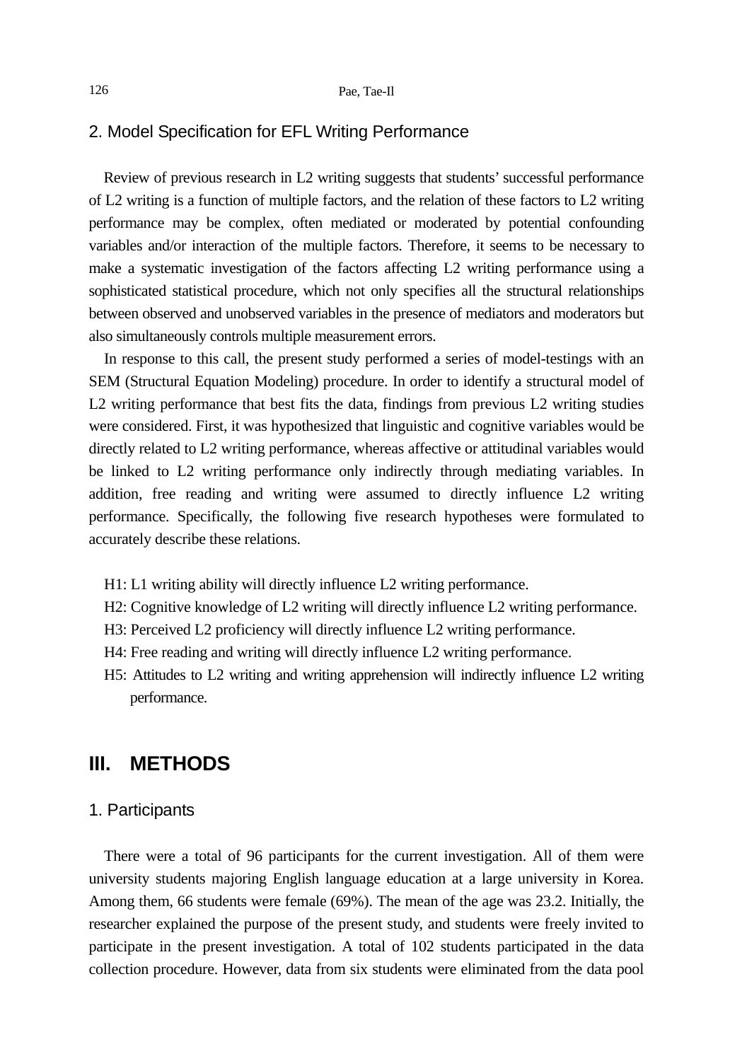## 2. Model Specification for EFL Writing Performance

Review of previous research in L2 writing suggests that students' successful performance of L2 writing is a function of multiple factors, and the relation of these factors to L2 writing performance may be complex, often mediated or moderated by potential confounding variables and/or interaction of the multiple factors. Therefore, it seems to be necessary to make a systematic investigation of the factors affecting L2 writing performance using a sophisticated statistical procedure, which not only specifies all the structural relationships between observed and unobserved variables in the presence of mediators and moderators but also simultaneously controls multiple measurement errors.

In response to this call, the present study performed a series of model-testings with an SEM (Structural Equation Modeling) procedure. In order to identify a structural model of L2 writing performance that best fits the data, findings from previous L2 writing studies were considered. First, it was hypothesized that linguistic and cognitive variables would be directly related to L2 writing performance, whereas affective or attitudinal variables would be linked to L2 writing performance only indirectly through mediating variables. In addition, free reading and writing were assumed to directly influence L2 writing performance. Specifically, the following five research hypotheses were formulated to accurately describe these relations.

H1: L1 writing ability will directly influence L2 writing performance.
H2: Cognitive knowledge of L2 writing will directly influence L2 writing performance.
H3: Perceived L2 proficiency will directly influence L2 writing performance.
H4: Free reading and writing will directly influence L2 writing performance.
H5: Attitudes to L2 writing and writing apprehension will indirectly influence L2 writing performance.

# III. METHODS

## 1. Participants

There were a total of 96 participants for the current investigation. All of them were university students majoring English language education at a large university in Korea. Among them, 66 students were female (69%). The mean of the age was 23.2. Initially, the researcher explained the purpose of the present study, and students were freely invited to participate in the present investigation. A total of 102 students participated in the data collection procedure. However, data from six students were eliminated from the data pool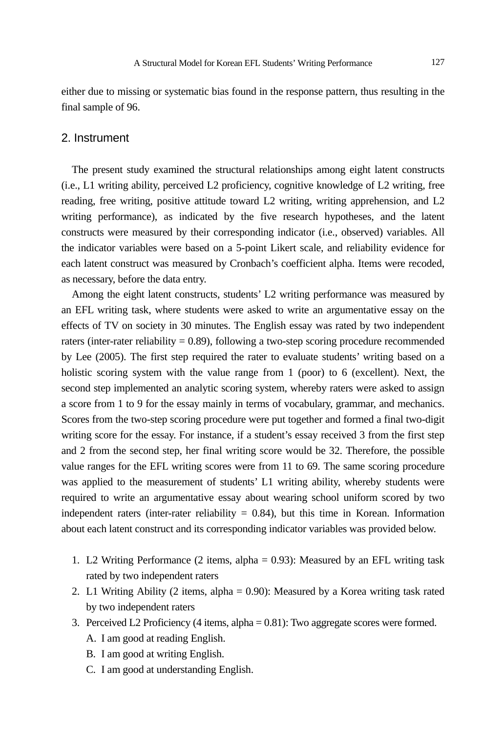either due to missing or systematic bias found in the response pattern, thus resulting in the final sample of 96.

## 2. Instrument

The present study examined the structural relationships among eight latent constructs (i.e., L1 writing ability, perceived L2 proficiency, cognitive knowledge of L2 writing, free reading, free writing, positive attitude toward L2 writing, writing apprehension, and L2 writing performance), as indicated by the five research hypotheses, and the latent constructs were measured by their corresponding indicator (i.e., observed) variables. All the indicator variables were based on a 5-point Likert scale, and reliability evidence for each latent construct was measured by Cronbach's coefficient alpha. Items were recoded, as necessary, before the data entry.

Among the eight latent constructs, students' L2 writing performance was measured by an EFL writing task, where students were asked to write an argumentative essay on the effects of TV on society in 30 minutes. The English essay was rated by two independent raters (inter-rater reliability = 0.89), following a two-step scoring procedure recommended by Lee (2005). The first step required the rater to evaluate students' writing based on a holistic scoring system with the value range from 1 (poor) to 6 (excellent). Next, the second step implemented an analytic scoring system, whereby raters were asked to assign a score from 1 to 9 for the essay mainly in terms of vocabulary, grammar, and mechanics. Scores from the two-step scoring procedure were put together and formed a final two-digit writing score for the essay. For instance, if a student's essay received 3 from the first step and 2 from the second step, her final writing score would be 32. Therefore, the possible value ranges for the EFL writing scores were from 11 to 69. The same scoring procedure was applied to the measurement of students' L1 writing ability, whereby students were required to write an argumentative essay about wearing school uniform scored by two independent raters (inter-rater reliability = 0.84), but this time in Korean. Information about each latent construct and its corresponding indicator variables was provided below.

1. L2 Writing Performance (2 items, alpha = 0.93): Measured by an EFL writing task rated by two independent raters
2. L1 Writing Ability (2 items, alpha = 0.90): Measured by a Korea writing task rated by two independent raters
3. Perceived L2 Proficiency (4 items, alpha = 0.81): Two aggregate scores were formed.
   A. I am good at reading English.
   B. I am good at writing English.
   C. I am good at understanding English.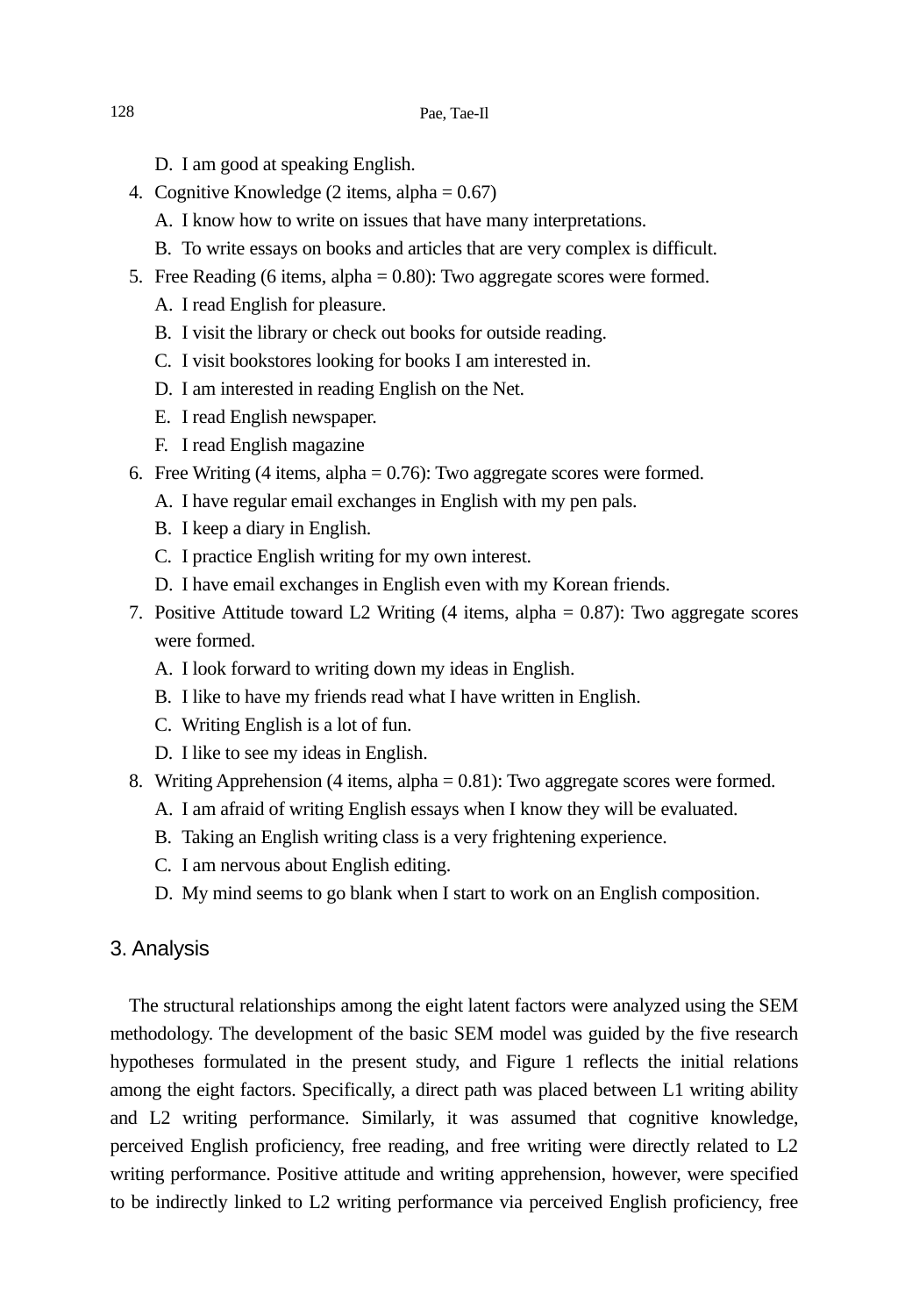D. I am good at speaking English.

4. Cognitive Knowledge (2 items, alpha = 0.67)
   A. I know how to write on issues that have many interpretations.
   B. To write essays on books and articles that are very complex is difficult.
5. Free Reading (6 items, alpha = 0.80): Two aggregate scores were formed.
   A. I read English for pleasure.
   B. I visit the library or check out books for outside reading.
   C. I visit bookstores looking for books I am interested in.
   D. I am interested in reading English on the Net.
   E. I read English newspaper.
   F. I read English magazine
6. Free Writing (4 items, alpha = 0.76): Two aggregate scores were formed.
   A. I have regular email exchanges in English with my pen pals.
   B. I keep a diary in English.
   C. I practice English writing for my own interest.
   D. I have email exchanges in English even with my Korean friends.
7. Positive Attitude toward L2 Writing (4 items, alpha = 0.87): Two aggregate scores were formed.
   A. I look forward to writing down my ideas in English.
   B. I like to have my friends read what I have written in English.
   C. Writing English is a lot of fun.
   D. I like to see my ideas in English.
8. Writing Apprehension (4 items, alpha = 0.81): Two aggregate scores were formed.
   A. I am afraid of writing English essays when I know they will be evaluated.
   B. Taking an English writing class is a very frightening experience.
   C. I am nervous about English editing.
   D. My mind seems to go blank when I start to work on an English composition.

## 3. Analysis

The structural relationships among the eight latent factors were analyzed using the SEM methodology. The development of the basic SEM model was guided by the five research hypotheses formulated in the present study, and Figure 1 reflects the initial relations among the eight factors. Specifically, a direct path was placed between L1 writing ability and L2 writing performance. Similarly, it was assumed that cognitive knowledge, perceived English proficiency, free reading, and free writing were directly related to L2 writing performance. Positive attitude and writing apprehension, however, were specified to be indirectly linked to L2 writing performance via perceived English proficiency, free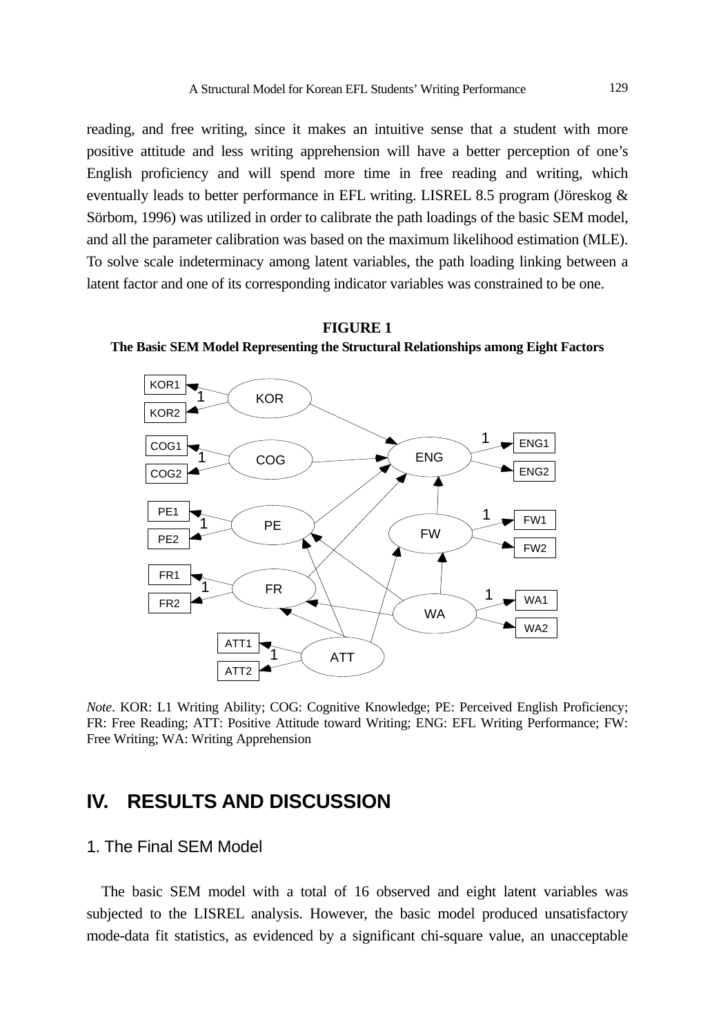reading, and free writing, since it makes an intuitive sense that a student with more positive attitude and less writing apprehension will have a better perception of one's English proficiency and will spend more time in free reading and writing, which eventually leads to better performance in EFL writing. LISREL 8.5 program (Jöreskog & Sörbom, 1996) was utilized in order to calibrate the path loadings of the basic SEM model, and all the parameter calibration was based on the maximum likelihood estimation (MLE). To solve scale indeterminacy among latent variables, the path loading linking between a latent factor and one of its corresponding indicator variables was constrained to be one.

**FIGURE 1**
**The Basic SEM Model Representing the Structural Relationships among Eight Factors**

*Note*. KOR: L1 Writing Ability; COG: Cognitive Knowledge; PE: Perceived English Proficiency; FR: Free Reading; ATT: Positive Attitude toward Writing; ENG: EFL Writing Performance; FW: Free Writing; WA: Writing Apprehension

## IV. RESULTS AND DISCUSSION

### 1. The Final SEM Model

The basic SEM model with a total of 16 observed and eight latent variables was subjected to the LISREL analysis. However, the basic model produced unsatisfactory mode-data fit statistics, as evidenced by a significant chi-square value, an unacceptable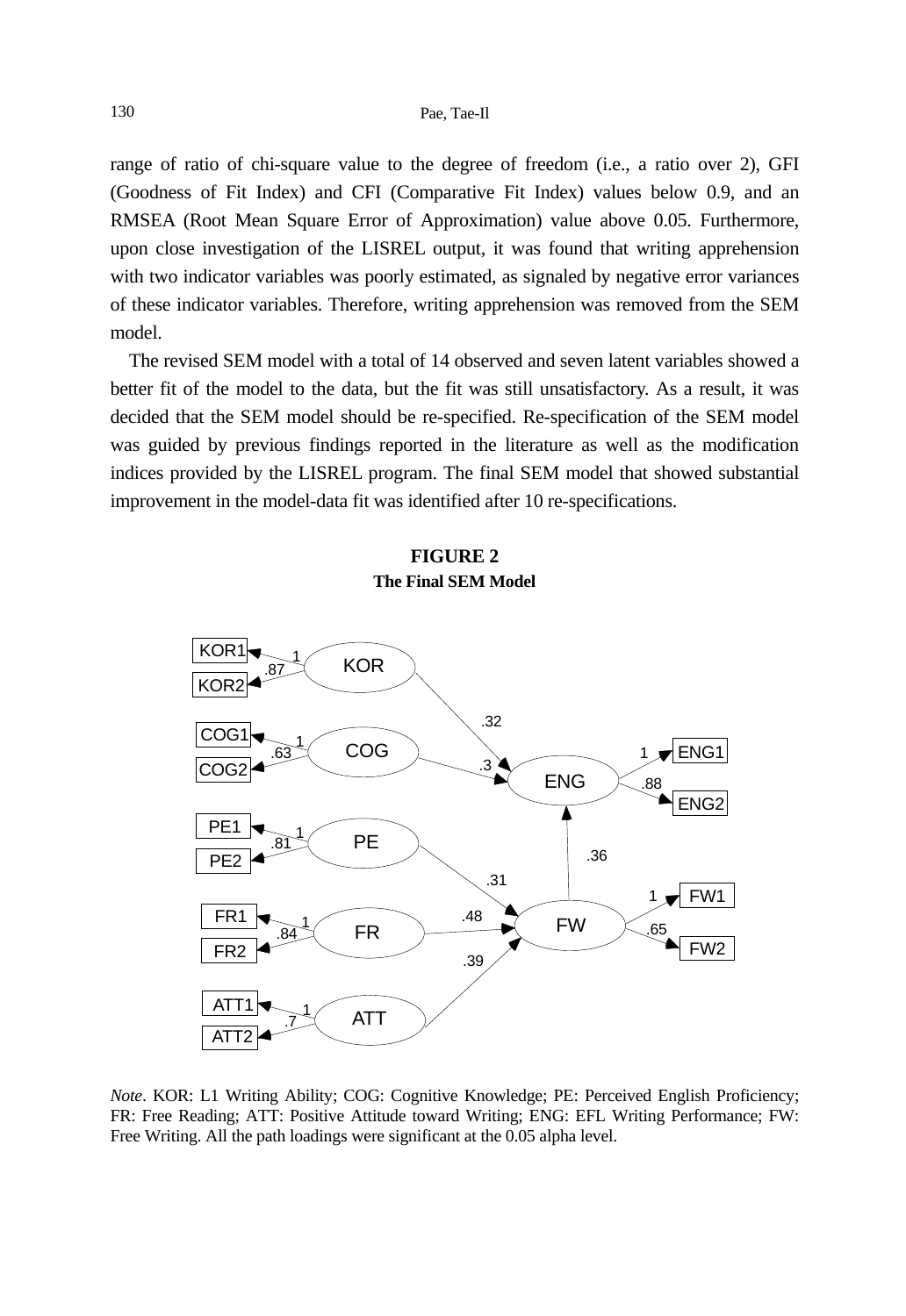range of ratio of chi-square value to the degree of freedom (i.e., a ratio over 2), GFI (Goodness of Fit Index) and CFI (Comparative Fit Index) values below 0.9, and an RMSEA (Root Mean Square Error of Approximation) value above 0.05. Furthermore, upon close investigation of the LISREL output, it was found that writing apprehension with two indicator variables was poorly estimated, as signaled by negative error variances of these indicator variables. Therefore, writing apprehension was removed from the SEM model.

The revised SEM model with a total of 14 observed and seven latent variables showed a better fit of the model to the data, but the fit was still unsatisfactory. As a result, it was decided that the SEM model should be re-specified. Re-specification of the SEM model was guided by previous findings reported in the literature as well as the modification indices provided by the LISREL program. The final SEM model that showed substantial improvement in the model-data fit was identified after 10 re-specifications.

**FIGURE 2**
**The Final SEM Model**

*Note*. KOR: L1 Writing Ability; COG: Cognitive Knowledge; PE: Perceived English Proficiency; FR: Free Reading; ATT: Positive Attitude toward Writing; ENG: EFL Writing Performance; FW: Free Writing. All the path loadings were significant at the 0.05 alpha level.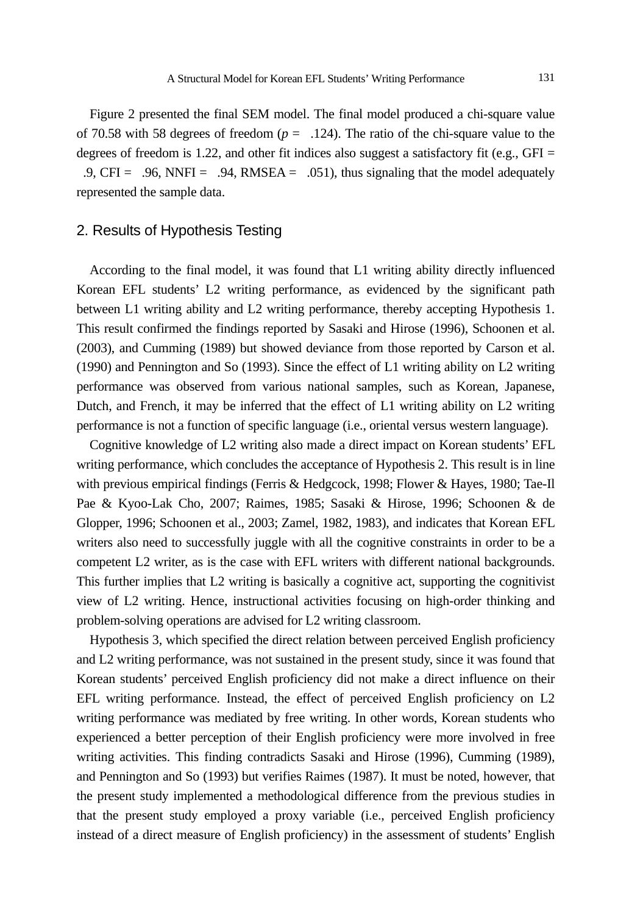Figure 2 presented the final SEM model. The final model produced a chi-square value of 70.58 with 58 degrees of freedom ($p = .124$). The ratio of the chi-square value to the degrees of freedom is 1.22, and other fit indices also suggest a satisfactory fit (e.g., GFI = .9, CFI = .96, NNFI = .94, RMSEA = .051), thus signaling that the model adequately represented the sample data.

## 2. Results of Hypothesis Testing

According to the final model, it was found that L1 writing ability directly influenced Korean EFL students' L2 writing performance, as evidenced by the significant path between L1 writing ability and L2 writing performance, thereby accepting Hypothesis 1. This result confirmed the findings reported by Sasaki and Hirose (1996), Schoonen et al. (2003), and Cumming (1989) but showed deviance from those reported by Carson et al. (1990) and Pennington and So (1993). Since the effect of L1 writing ability on L2 writing performance was observed from various national samples, such as Korean, Japanese, Dutch, and French, it may be inferred that the effect of L1 writing ability on L2 writing performance is not a function of specific language (i.e., oriental versus western language).

Cognitive knowledge of L2 writing also made a direct impact on Korean students' EFL writing performance, which concludes the acceptance of Hypothesis 2. This result is in line with previous empirical findings (Ferris & Hedgcock, 1998; Flower & Hayes, 1980; Tae-Il Pae & Kyoo-Lak Cho, 2007; Raimes, 1985; Sasaki & Hirose, 1996; Schoonen & de Glopper, 1996; Schoonen et al., 2003; Zamel, 1982, 1983), and indicates that Korean EFL writers also need to successfully juggle with all the cognitive constraints in order to be a competent L2 writer, as is the case with EFL writers with different national backgrounds. This further implies that L2 writing is basically a cognitive act, supporting the cognitivist view of L2 writing. Hence, instructional activities focusing on high-order thinking and problem-solving operations are advised for L2 writing classroom.

Hypothesis 3, which specified the direct relation between perceived English proficiency and L2 writing performance, was not sustained in the present study, since it was found that Korean students' perceived English proficiency did not make a direct influence on their EFL writing performance. Instead, the effect of perceived English proficiency on L2 writing performance was mediated by free writing. In other words, Korean students who experienced a better perception of their English proficiency were more involved in free writing activities. This finding contradicts Sasaki and Hirose (1996), Cumming (1989), and Pennington and So (1993) but verifies Raimes (1987). It must be noted, however, that the present study implemented a methodological difference from the previous studies in that the present study employed a proxy variable (i.e., perceived English proficiency instead of a direct measure of English proficiency) in the assessment of students' English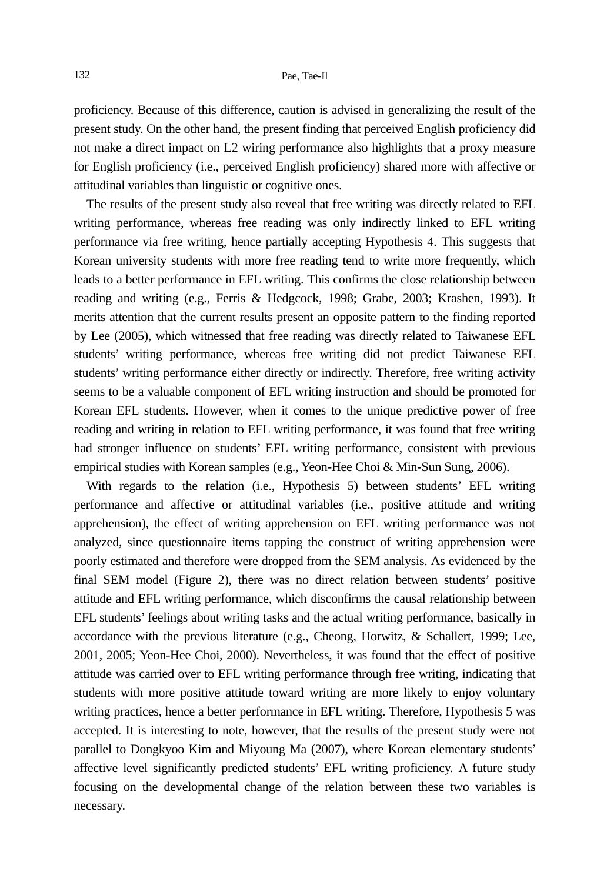proficiency. Because of this difference, caution is advised in generalizing the result of the present study. On the other hand, the present finding that perceived English proficiency did not make a direct impact on L2 wiring performance also highlights that a proxy measure for English proficiency (i.e., perceived English proficiency) shared more with affective or attitudinal variables than linguistic or cognitive ones.

The results of the present study also reveal that free writing was directly related to EFL writing performance, whereas free reading was only indirectly linked to EFL writing performance via free writing, hence partially accepting Hypothesis 4. This suggests that Korean university students with more free reading tend to write more frequently, which leads to a better performance in EFL writing. This confirms the close relationship between reading and writing (e.g., Ferris & Hedgcock, 1998; Grabe, 2003; Krashen, 1993). It merits attention that the current results present an opposite pattern to the finding reported by Lee (2005), which witnessed that free reading was directly related to Taiwanese EFL students' writing performance, whereas free writing did not predict Taiwanese EFL students' writing performance either directly or indirectly. Therefore, free writing activity seems to be a valuable component of EFL writing instruction and should be promoted for Korean EFL students. However, when it comes to the unique predictive power of free reading and writing in relation to EFL writing performance, it was found that free writing had stronger influence on students' EFL writing performance, consistent with previous empirical studies with Korean samples (e.g., Yeon-Hee Choi & Min-Sun Sung, 2006).

With regards to the relation (i.e., Hypothesis 5) between students' EFL writing performance and affective or attitudinal variables (i.e., positive attitude and writing apprehension), the effect of writing apprehension on EFL writing performance was not analyzed, since questionnaire items tapping the construct of writing apprehension were poorly estimated and therefore were dropped from the SEM analysis. As evidenced by the final SEM model (Figure 2), there was no direct relation between students' positive attitude and EFL writing performance, which disconfirms the causal relationship between EFL students' feelings about writing tasks and the actual writing performance, basically in accordance with the previous literature (e.g., Cheong, Horwitz, & Schallert, 1999; Lee, 2001, 2005; Yeon-Hee Choi, 2000). Nevertheless, it was found that the effect of positive attitude was carried over to EFL writing performance through free writing, indicating that students with more positive attitude toward writing are more likely to enjoy voluntary writing practices, hence a better performance in EFL writing. Therefore, Hypothesis 5 was accepted. It is interesting to note, however, that the results of the present study were not parallel to Dongkyoo Kim and Miyoung Ma (2007), where Korean elementary students' affective level significantly predicted students' EFL writing proficiency. A future study focusing on the developmental change of the relation between these two variables is necessary.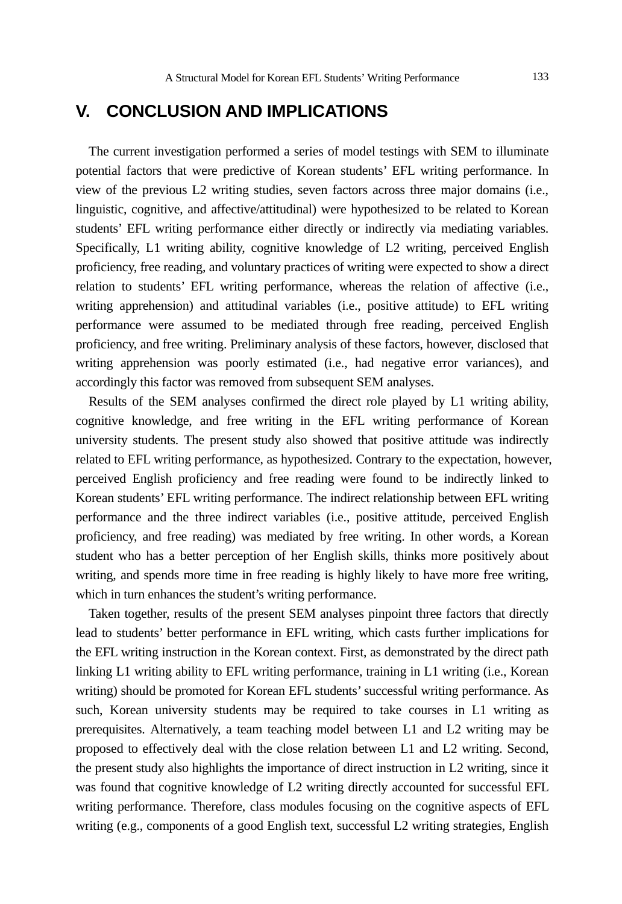## V. CONCLUSION AND IMPLICATIONS

The current investigation performed a series of model testings with SEM to illuminate potential factors that were predictive of Korean students' EFL writing performance. In view of the previous L2 writing studies, seven factors across three major domains (i.e., linguistic, cognitive, and affective/attitudinal) were hypothesized to be related to Korean students' EFL writing performance either directly or indirectly via mediating variables. Specifically, L1 writing ability, cognitive knowledge of L2 writing, perceived English proficiency, free reading, and voluntary practices of writing were expected to show a direct relation to students' EFL writing performance, whereas the relation of affective (i.e., writing apprehension) and attitudinal variables (i.e., positive attitude) to EFL writing performance were assumed to be mediated through free reading, perceived English proficiency, and free writing. Preliminary analysis of these factors, however, disclosed that writing apprehension was poorly estimated (i.e., had negative error variances), and accordingly this factor was removed from subsequent SEM analyses.

Results of the SEM analyses confirmed the direct role played by L1 writing ability, cognitive knowledge, and free writing in the EFL writing performance of Korean university students. The present study also showed that positive attitude was indirectly related to EFL writing performance, as hypothesized. Contrary to the expectation, however, perceived English proficiency and free reading were found to be indirectly linked to Korean students' EFL writing performance. The indirect relationship between EFL writing performance and the three indirect variables (i.e., positive attitude, perceived English proficiency, and free reading) was mediated by free writing. In other words, a Korean student who has a better perception of her English skills, thinks more positively about writing, and spends more time in free reading is highly likely to have more free writing, which in turn enhances the student's writing performance.

Taken together, results of the present SEM analyses pinpoint three factors that directly lead to students' better performance in EFL writing, which casts further implications for the EFL writing instruction in the Korean context. First, as demonstrated by the direct path linking L1 writing ability to EFL writing performance, training in L1 writing (i.e., Korean writing) should be promoted for Korean EFL students' successful writing performance. As such, Korean university students may be required to take courses in L1 writing as prerequisites. Alternatively, a team teaching model between L1 and L2 writing may be proposed to effectively deal with the close relation between L1 and L2 writing. Second, the present study also highlights the importance of direct instruction in L2 writing, since it was found that cognitive knowledge of L2 writing directly accounted for successful EFL writing performance. Therefore, class modules focusing on the cognitive aspects of EFL writing (e.g., components of a good English text, successful L2 writing strategies, English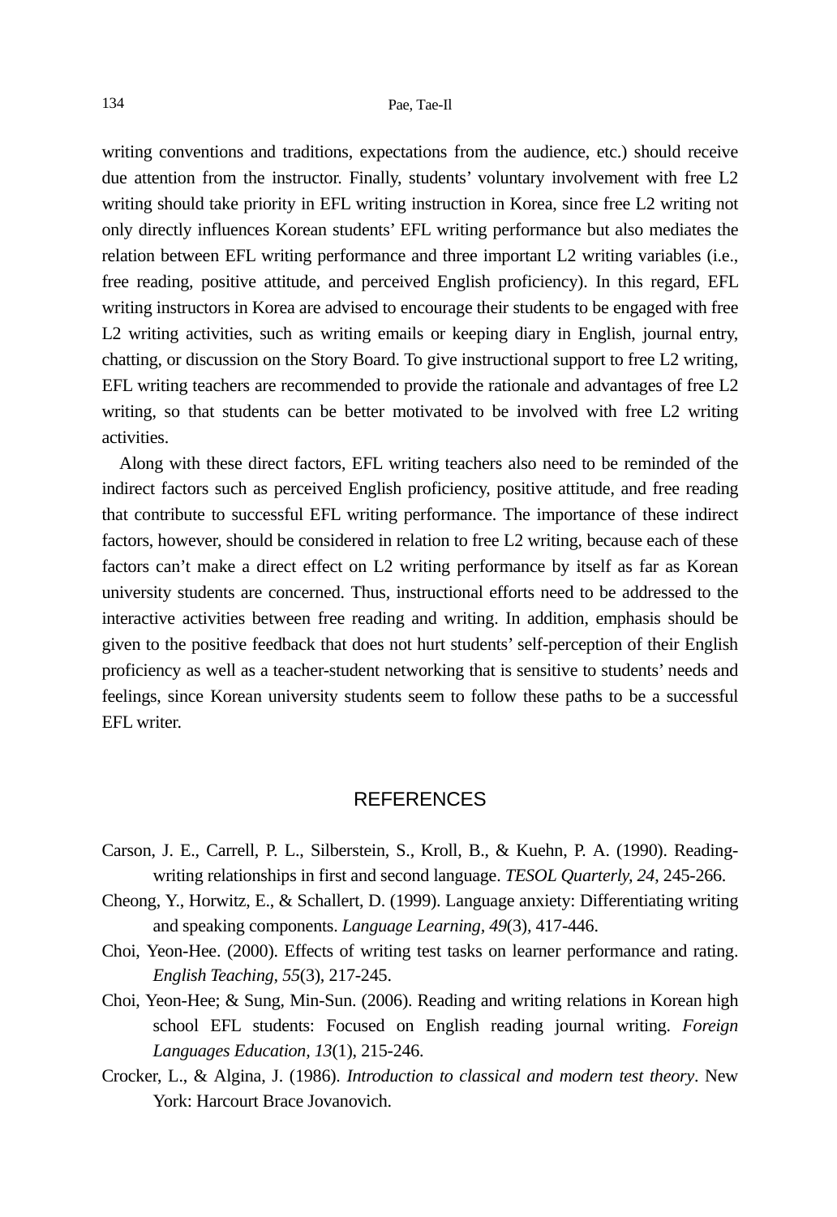writing conventions and traditions, expectations from the audience, etc.) should receive due attention from the instructor. Finally, students' voluntary involvement with free L2 writing should take priority in EFL writing instruction in Korea, since free L2 writing not only directly influences Korean students' EFL writing performance but also mediates the relation between EFL writing performance and three important L2 writing variables (i.e., free reading, positive attitude, and perceived English proficiency). In this regard, EFL writing instructors in Korea are advised to encourage their students to be engaged with free L2 writing activities, such as writing emails or keeping diary in English, journal entry, chatting, or discussion on the Story Board. To give instructional support to free L2 writing, EFL writing teachers are recommended to provide the rationale and advantages of free L2 writing, so that students can be better motivated to be involved with free L2 writing activities.

Along with these direct factors, EFL writing teachers also need to be reminded of the indirect factors such as perceived English proficiency, positive attitude, and free reading that contribute to successful EFL writing performance. The importance of these indirect factors, however, should be considered in relation to free L2 writing, because each of these factors can't make a direct effect on L2 writing performance by itself as far as Korean university students are concerned. Thus, instructional efforts need to be addressed to the interactive activities between free reading and writing. In addition, emphasis should be given to the positive feedback that does not hurt students' self-perception of their English proficiency as well as a teacher-student networking that is sensitive to students' needs and feelings, since Korean university students seem to follow these paths to be a successful EFL writer.

## REFERENCES

Carson, J. E., Carrell, P. L., Silberstein, S., Kroll, B., & Kuehn, P. A. (1990). Reading-writing relationships in first and second language. *TESOL Quarterly, 24*, 245-266.

Cheong, Y., Horwitz, E., & Schallert, D. (1999). Language anxiety: Differentiating writing and speaking components. *Language Learning, 49*(3), 417-446.

Choi, Yeon-Hee. (2000). Effects of writing test tasks on learner performance and rating. *English Teaching, 55*(3), 217-245.

Choi, Yeon-Hee; & Sung, Min-Sun. (2006). Reading and writing relations in Korean high school EFL students: Focused on English reading journal writing. *Foreign Languages Education, 13*(1), 215-246.

Crocker, L., & Algina, J. (1986). *Introduction to classical and modern test theory*. New York: Harcourt Brace Jovanovich.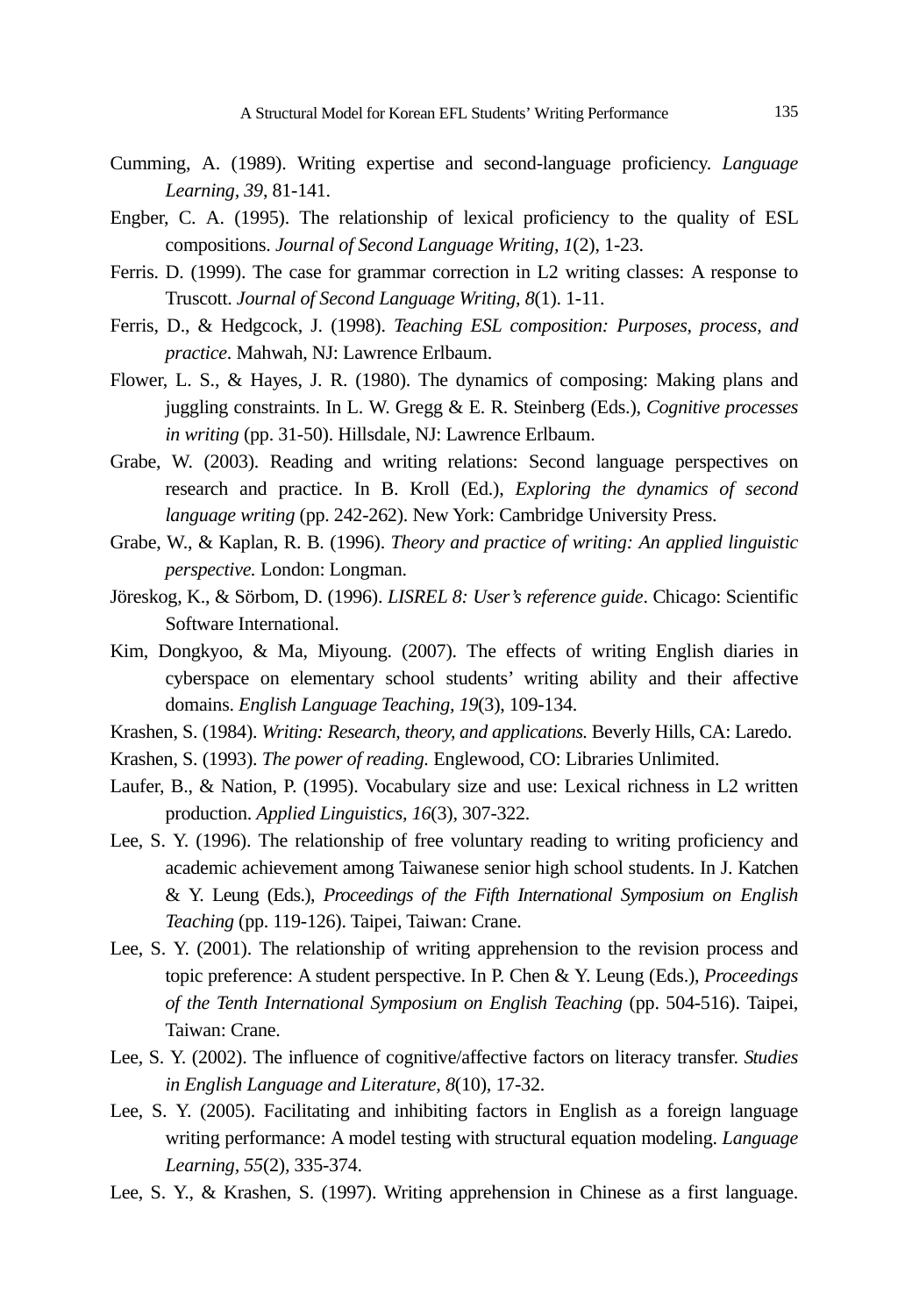Cumming, A. (1989). Writing expertise and second-language proficiency. *Language Learning, 39*, 81-141.

Engber, C. A. (1995). The relationship of lexical proficiency to the quality of ESL compositions. *Journal of Second Language Writing, 1*(2), 1-23.

Ferris. D. (1999). The case for grammar correction in L2 writing classes: A response to Truscott. *Journal of Second Language Writing, 8*(1). 1-11.

Ferris, D., & Hedgcock, J. (1998). *Teaching ESL composition: Purposes, process, and practice*. Mahwah, NJ: Lawrence Erlbaum.

Flower, L. S., & Hayes, J. R. (1980). The dynamics of composing: Making plans and juggling constraints. In L. W. Gregg & E. R. Steinberg (Eds.), *Cognitive processes in writing* (pp. 31-50). Hillsdale, NJ: Lawrence Erlbaum.

Grabe, W. (2003). Reading and writing relations: Second language perspectives on research and practice. In B. Kroll (Ed.), *Exploring the dynamics of second language writing* (pp. 242-262). New York: Cambridge University Press.

Grabe, W., & Kaplan, R. B. (1996). *Theory and practice of writing: An applied linguistic perspective.* London: Longman.

Jöreskog, K., & Sörbom, D. (1996). *LISREL 8: User's reference guide*. Chicago: Scientific Software International.

Kim, Dongkyoo, & Ma, Miyoung. (2007). The effects of writing English diaries in cyberspace on elementary school students' writing ability and their affective domains. *English Language Teaching, 19*(3), 109-134.

Krashen, S. (1984). *Writing: Research, theory, and applications.* Beverly Hills, CA: Laredo.

Krashen, S. (1993). *The power of reading.* Englewood, CO: Libraries Unlimited.

Laufer, B., & Nation, P. (1995). Vocabulary size and use: Lexical richness in L2 written production. *Applied Linguistics, 16*(3), 307-322.

Lee, S. Y. (1996). The relationship of free voluntary reading to writing proficiency and academic achievement among Taiwanese senior high school students. In J. Katchen & Y. Leung (Eds.), *Proceedings of the Fifth International Symposium on English Teaching* (pp. 119-126). Taipei, Taiwan: Crane.

Lee, S. Y. (2001). The relationship of writing apprehension to the revision process and topic preference: A student perspective. In P. Chen & Y. Leung (Eds.), *Proceedings of the Tenth International Symposium on English Teaching* (pp. 504-516). Taipei, Taiwan: Crane.

Lee, S. Y. (2002). The influence of cognitive/affective factors on literacy transfer. *Studies in English Language and Literature, 8*(10), 17-32.

Lee, S. Y. (2005). Facilitating and inhibiting factors in English as a foreign language writing performance: A model testing with structural equation modeling. *Language Learning, 55*(2), 335-374.

Lee, S. Y., & Krashen, S. (1997). Writing apprehension in Chinese as a first language.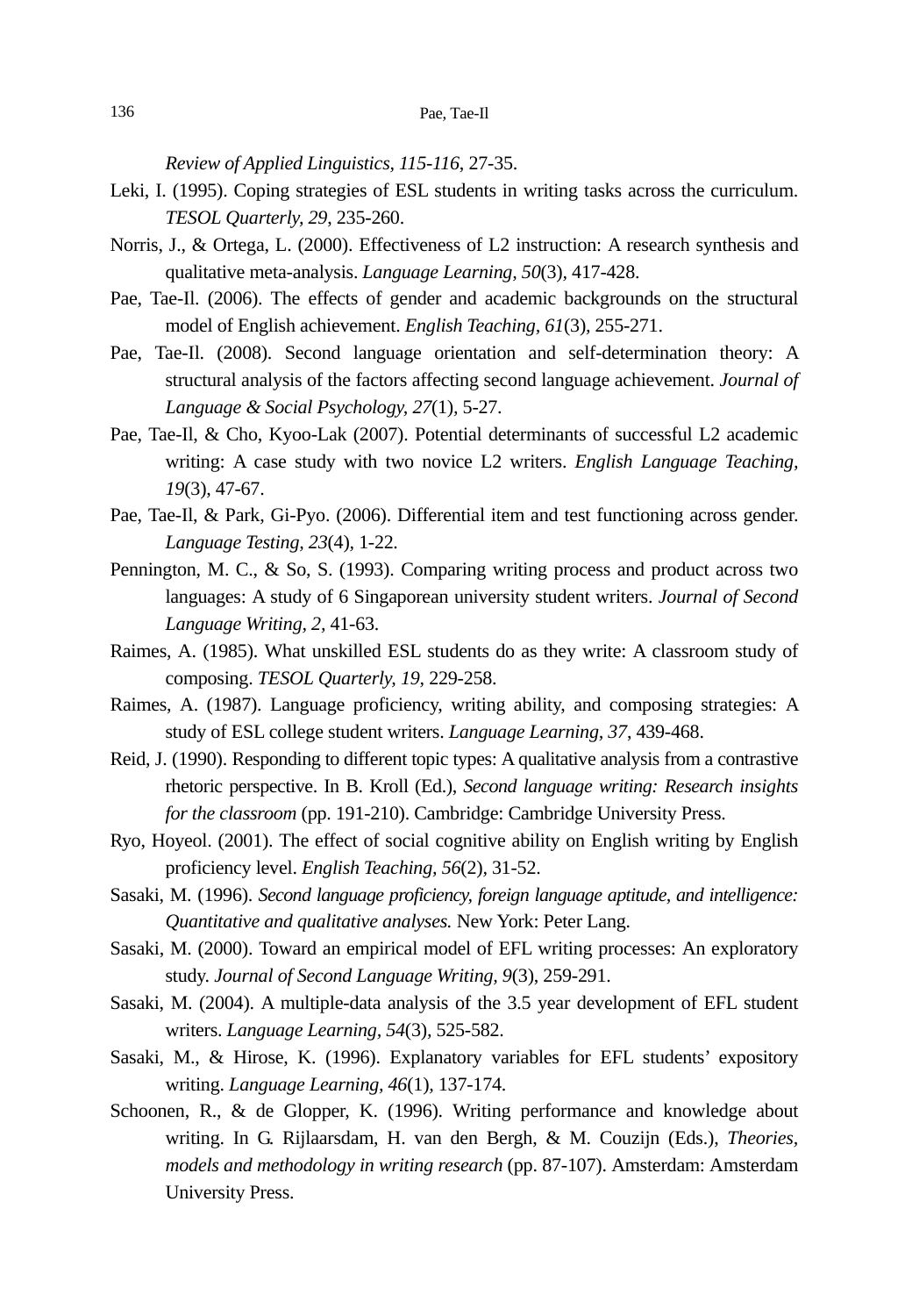*Review of Applied Linguistics, 115-116*, 27-35.

Leki, I. (1995). Coping strategies of ESL students in writing tasks across the curriculum. *TESOL Quarterly, 29*, 235-260.

Norris, J., & Ortega, L. (2000). Effectiveness of L2 instruction: A research synthesis and qualitative meta-analysis. *Language Learning, 50*(3), 417-428.

Pae, Tae-Il. (2006). The effects of gender and academic backgrounds on the structural model of English achievement. *English Teaching, 61*(3), 255-271.

Pae, Tae-Il. (2008). Second language orientation and self-determination theory: A structural analysis of the factors affecting second language achievement. *Journal of Language & Social Psychology, 27*(1), 5-27.

Pae, Tae-Il, & Cho, Kyoo-Lak (2007). Potential determinants of successful L2 academic writing: A case study with two novice L2 writers. *English Language Teaching, 19*(3), 47-67.

Pae, Tae-Il, & Park, Gi-Pyo. (2006). Differential item and test functioning across gender. *Language Testing, 23*(4), 1-22.

Pennington, M. C., & So, S. (1993). Comparing writing process and product across two languages: A study of 6 Singaporean university student writers. *Journal of Second Language Writing, 2*, 41-63.

Raimes, A. (1985). What unskilled ESL students do as they write: A classroom study of composing. *TESOL Quarterly, 19*, 229-258.

Raimes, A. (1987). Language proficiency, writing ability, and composing strategies: A study of ESL college student writers. *Language Learning, 37*, 439-468.

Reid, J. (1990). Responding to different topic types: A qualitative analysis from a contrastive rhetoric perspective. In B. Kroll (Ed.), *Second language writing: Research insights for the classroom* (pp. 191-210). Cambridge: Cambridge University Press.

Ryo, Hoyeol. (2001). The effect of social cognitive ability on English writing by English proficiency level. *English Teaching, 56*(2), 31-52.

Sasaki, M. (1996). *Second language proficiency, foreign language aptitude, and intelligence: Quantitative and qualitative analyses.* New York: Peter Lang.

Sasaki, M. (2000). Toward an empirical model of EFL writing processes: An exploratory study. *Journal of Second Language Writing, 9*(3), 259-291.

Sasaki, M. (2004). A multiple-data analysis of the 3.5 year development of EFL student writers. *Language Learning, 54*(3), 525-582.

Sasaki, M., & Hirose, K. (1996). Explanatory variables for EFL students' expository writing. *Language Learning, 46*(1), 137-174.

Schoonen, R., & de Glopper, K. (1996). Writing performance and knowledge about writing. In G. Rijlaarsdam, H. van den Bergh, & M. Couzijn (Eds.), *Theories, models and methodology in writing research* (pp. 87-107). Amsterdam: Amsterdam University Press.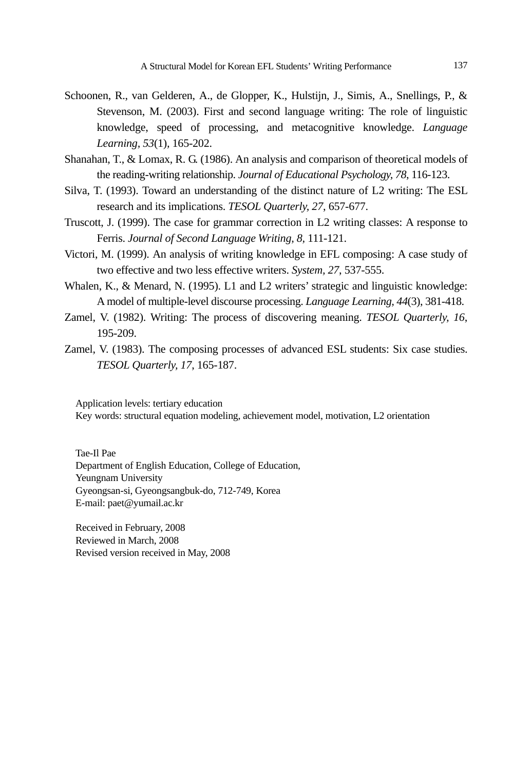Schoonen, R., van Gelderen, A., de Glopper, K., Hulstijn, J., Simis, A., Snellings, P., & Stevenson, M. (2003). First and second language writing: The role of linguistic knowledge, speed of processing, and metacognitive knowledge. *Language Learning*, *53*(1), 165-202.

Shanahan, T., & Lomax, R. G. (1986). An analysis and comparison of theoretical models of the reading-writing relationship. *Journal of Educational Psychology*, *78*, 116-123.

Silva, T. (1993). Toward an understanding of the distinct nature of L2 writing: The ESL research and its implications. *TESOL Quarterly*, *27*, 657-677.

Truscott, J. (1999). The case for grammar correction in L2 writing classes: A response to Ferris. *Journal of Second Language Writing*, *8*, 111-121.

Victori, M. (1999). An analysis of writing knowledge in EFL composing: A case study of two effective and two less effective writers. *System*, *27*, 537-555.

Whalen, K., & Menard, N. (1995). L1 and L2 writers' strategic and linguistic knowledge: A model of multiple-level discourse processing. *Language Learning*, *44*(3), 381-418.

Zamel, V. (1982). Writing: The process of discovering meaning. *TESOL Quarterly*, *16*, 195-209.

Zamel, V. (1983). The composing processes of advanced ESL students: Six case studies. *TESOL Quarterly*, *17*, 165-187.

Application levels: tertiary education
Key words: structural equation modeling, achievement model, motivation, L2 orientation

Tae-Il Pae
Department of English Education, College of Education,
Yeungnam University
Gyeongsan-si, Gyeongsangbuk-do, 712-749, Korea
E-mail: paet@yumail.ac.kr

Received in February, 2008
Reviewed in March, 2008
Revised version received in May, 2008